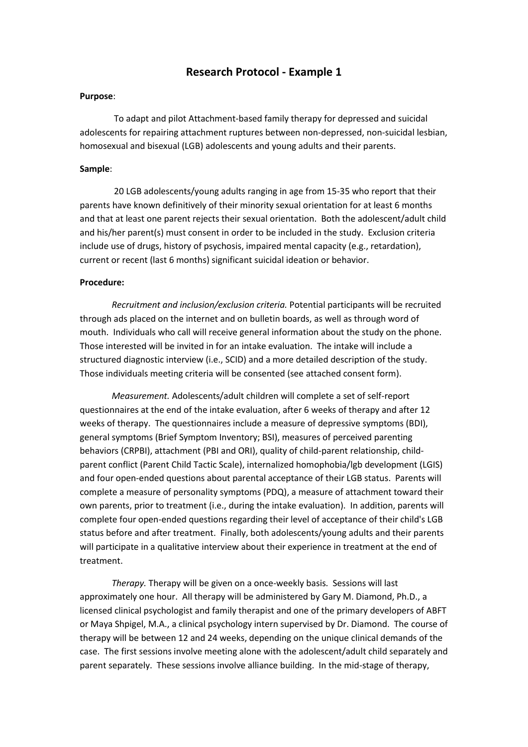# Research Protocol - Example 1

**Purpose**:

To adapt and pilot Attachment-based family therapy for depressed and suicidal adolescents for repairing attachment ruptures between non-depressed, non-suicidal lesbian, homosexual and bisexual (LGB) adolescents and young adults and their parents.

**Sample**:

20 LGB adolescents/young adults ranging in age from 15-35 who report that their parents have known definitively of their minority sexual orientation for at least 6 months and that at least one parent rejects their sexual orientation. Both the adolescent/adult child and his/her parent(s) must consent in order to be included in the study. Exclusion criteria include use of drugs, history of psychosis, impaired mental capacity (e.g., retardation), current or recent (last 6 months) significant suicidal ideation or behavior.

**Procedure:**

*Recruitment and inclusion/exclusion criteria.* Potential participants will be recruited through ads placed on the internet and on bulletin boards, as well as through word of mouth. Individuals who call will receive general information about the study on the phone. Those interested will be invited in for an intake evaluation. The intake will include a structured diagnostic interview (i.e., SCID) and a more detailed description of the study. Those individuals meeting criteria will be consented (see attached consent form).

*Measurement.* Adolescents/adult children will complete a set of self-report questionnaires at the end of the intake evaluation, after 6 weeks of therapy and after 12 weeks of therapy. The questionnaires include a measure of depressive symptoms (BDI), general symptoms (Brief Symptom Inventory; BSI), measures of perceived parenting behaviors (CRPBI), attachment (PBI and ORI), quality of child-parent relationship, child-parent conflict (Parent Child Tactic Scale), internalized homophobia/lgb development (LGIS) and four open-ended questions about parental acceptance of their LGB status. Parents will complete a measure of personality symptoms (PDQ), a measure of attachment toward their own parents, prior to treatment (i.e., during the intake evaluation). In addition, parents will complete four open-ended questions regarding their level of acceptance of their child's LGB status before and after treatment. Finally, both adolescents/young adults and their parents will participate in a qualitative interview about their experience in treatment at the end of treatment.

*Therapy.* Therapy will be given on a once-weekly basis. Sessions will last approximately one hour. All therapy will be administered by Gary M. Diamond, Ph.D., a licensed clinical psychologist and family therapist and one of the primary developers of ABFT or Maya Shpigel, M.A., a clinical psychology intern supervised by Dr. Diamond. The course of therapy will be between 12 and 24 weeks, depending on the unique clinical demands of the case. The first sessions involve meeting alone with the adolescent/adult child separately and parent separately. These sessions involve alliance building. In the mid-stage of therapy,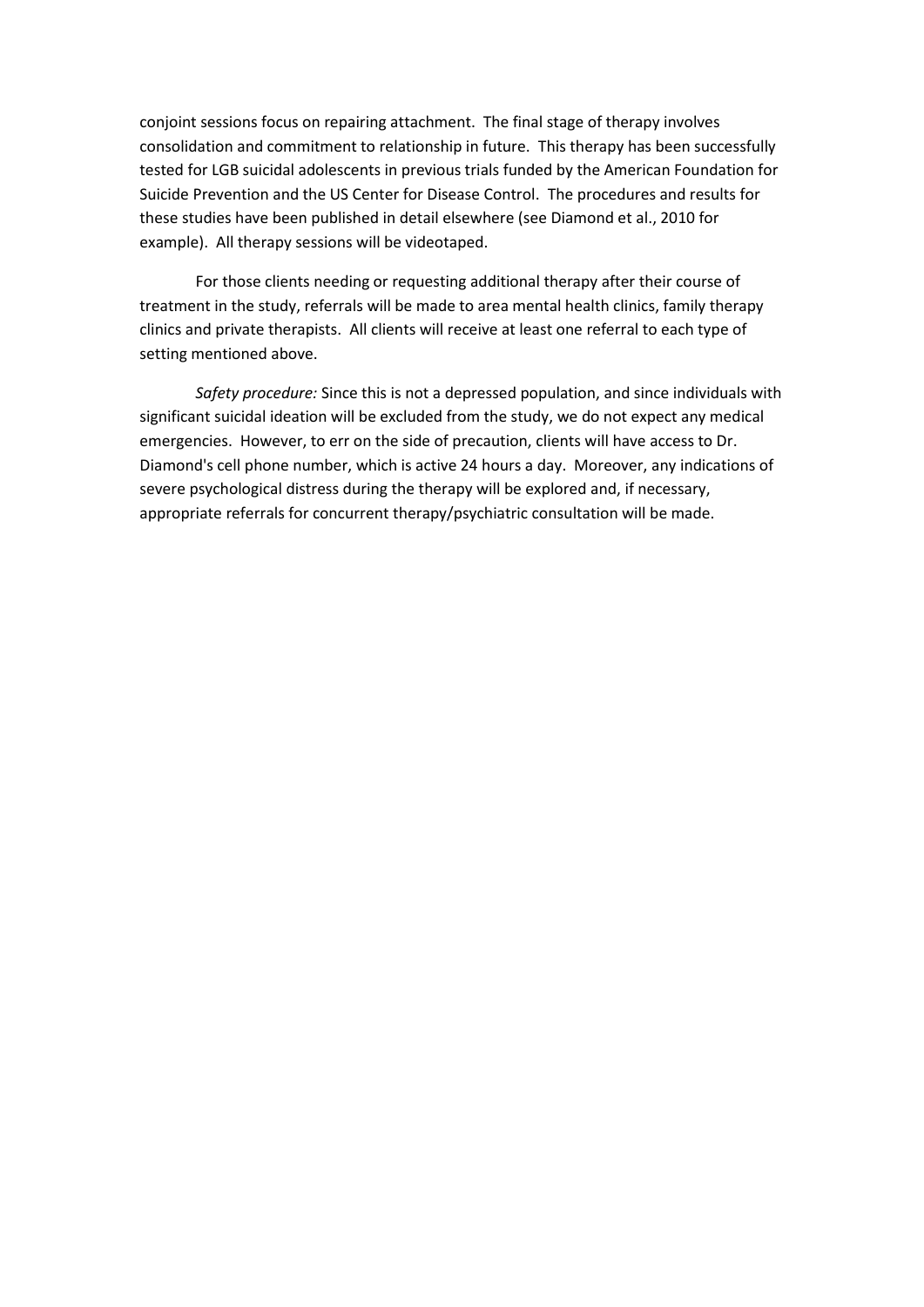conjoint sessions focus on repairing attachment. The final stage of therapy involves consolidation and commitment to relationship in future. This therapy has been successfully tested for LGB suicidal adolescents in previous trials funded by the American Foundation for Suicide Prevention and the US Center for Disease Control. The procedures and results for these studies have been published in detail elsewhere (see Diamond et al., 2010 for example). All therapy sessions will be videotaped.

For those clients needing or requesting additional therapy after their course of treatment in the study, referrals will be made to area mental health clinics, family therapy clinics and private therapists. All clients will receive at least one referral to each type of setting mentioned above.

*Safety procedure:* Since this is not a depressed population, and since individuals with significant suicidal ideation will be excluded from the study, we do not expect any medical emergencies. However, to err on the side of precaution, clients will have access to Dr. Diamond's cell phone number, which is active 24 hours a day. Moreover, any indications of severe psychological distress during the therapy will be explored and, if necessary, appropriate referrals for concurrent therapy/psychiatric consultation will be made.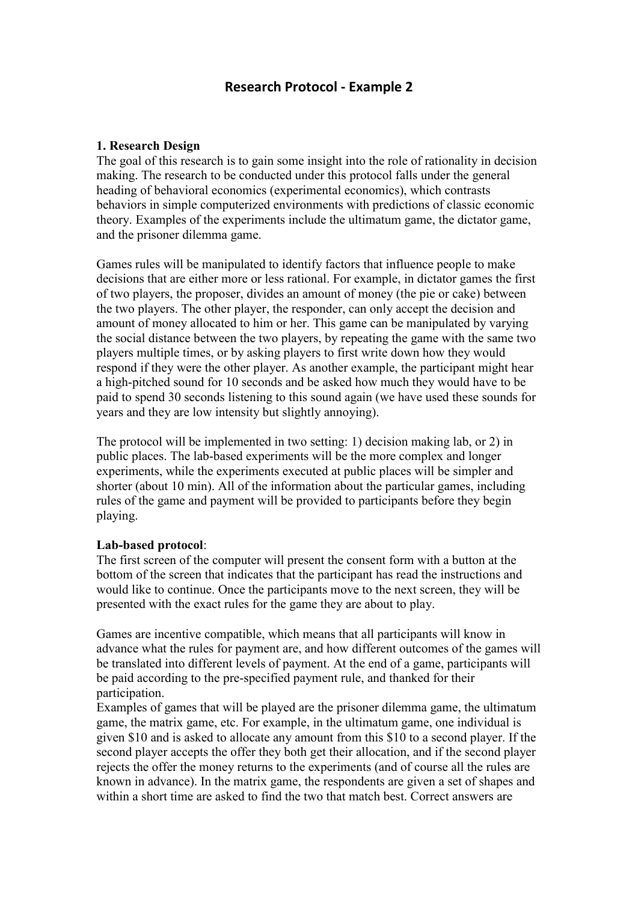## Research Protocol - Example 2

**1. Research Design**
The goal of this research is to gain some insight into the role of rationality in decision making. The research to be conducted under this protocol falls under the general heading of behavioral economics (experimental economics), which contrasts behaviors in simple computerized environments with predictions of classic economic theory. Examples of the experiments include the ultimatum game, the dictator game, and the prisoner dilemma game.

Games rules will be manipulated to identify factors that influence people to make decisions that are either more or less rational. For example, in dictator games the first of two players, the proposer, divides an amount of money (the pie or cake) between the two players. The other player, the responder, can only accept the decision and amount of money allocated to him or her. This game can be manipulated by varying the social distance between the two players, by repeating the game with the same two players multiple times, or by asking players to first write down how they would respond if they were the other player. As another example, the participant might hear a high-pitched sound for 10 seconds and be asked how much they would have to be paid to spend 30 seconds listening to this sound again (we have used these sounds for years and they are low intensity but slightly annoying).

The protocol will be implemented in two setting: 1) decision making lab, or 2) in public places. The lab-based experiments will be the more complex and longer experiments, while the experiments executed at public places will be simpler and shorter (about 10 min). All of the information about the particular games, including rules of the game and payment will be provided to participants before they begin playing.

**Lab-based protocol**:
The first screen of the computer will present the consent form with a button at the bottom of the screen that indicates that the participant has read the instructions and would like to continue. Once the participants move to the next screen, they will be presented with the exact rules for the game they are about to play.

Games are incentive compatible, which means that all participants will know in advance what the rules for payment are, and how different outcomes of the games will be translated into different levels of payment. At the end of a game, participants will be paid according to the pre-specified payment rule, and thanked for their participation.
Examples of games that will be played are the prisoner dilemma game, the ultimatum game, the matrix game, etc. For example, in the ultimatum game, one individual is given $10 and is asked to allocate any amount from this $10 to a second player. If the second player accepts the offer they both get their allocation, and if the second player rejects the offer the money returns to the experiments (and of course all the rules are known in advance). In the matrix game, the respondents are given a set of shapes and within a short time are asked to find the two that match best. Correct answers are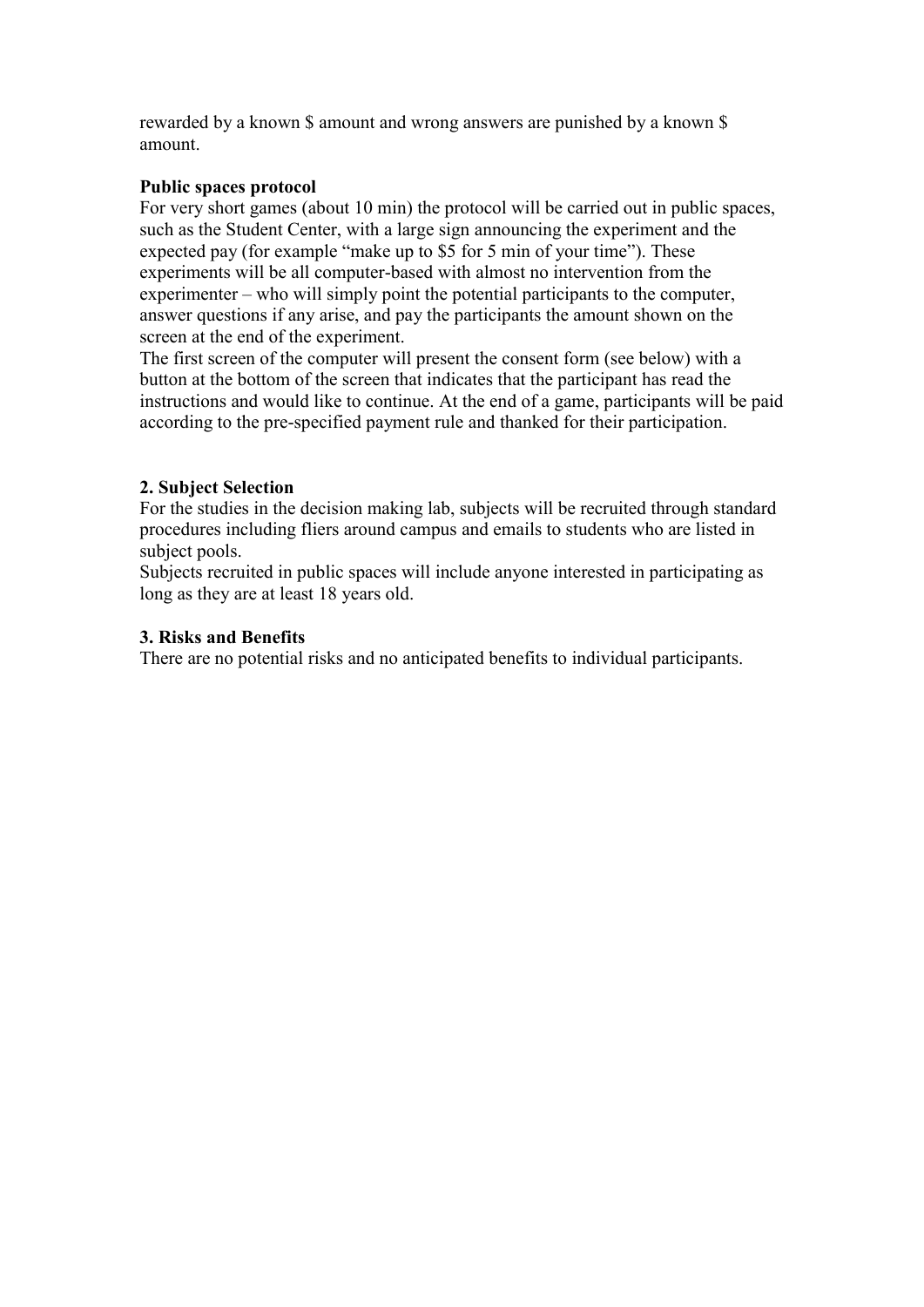rewarded by a known $ amount and wrong answers are punished by a known $ amount.

**Public spaces protocol**

For very short games (about 10 min) the protocol will be carried out in public spaces, such as the Student Center, with a large sign announcing the experiment and the expected pay (for example "make up to $5 for 5 min of your time"). These experiments will be all computer-based with almost no intervention from the experimenter – who will simply point the potential participants to the computer, answer questions if any arise, and pay the participants the amount shown on the screen at the end of the experiment.

The first screen of the computer will present the consent form (see below) with a button at the bottom of the screen that indicates that the participant has read the instructions and would like to continue. At the end of a game, participants will be paid according to the pre-specified payment rule and thanked for their participation.

**2. Subject Selection**

For the studies in the decision making lab, subjects will be recruited through standard procedures including fliers around campus and emails to students who are listed in subject pools.

Subjects recruited in public spaces will include anyone interested in participating as long as they are at least 18 years old.

**3. Risks and Benefits**

There are no potential risks and no anticipated benefits to individual participants.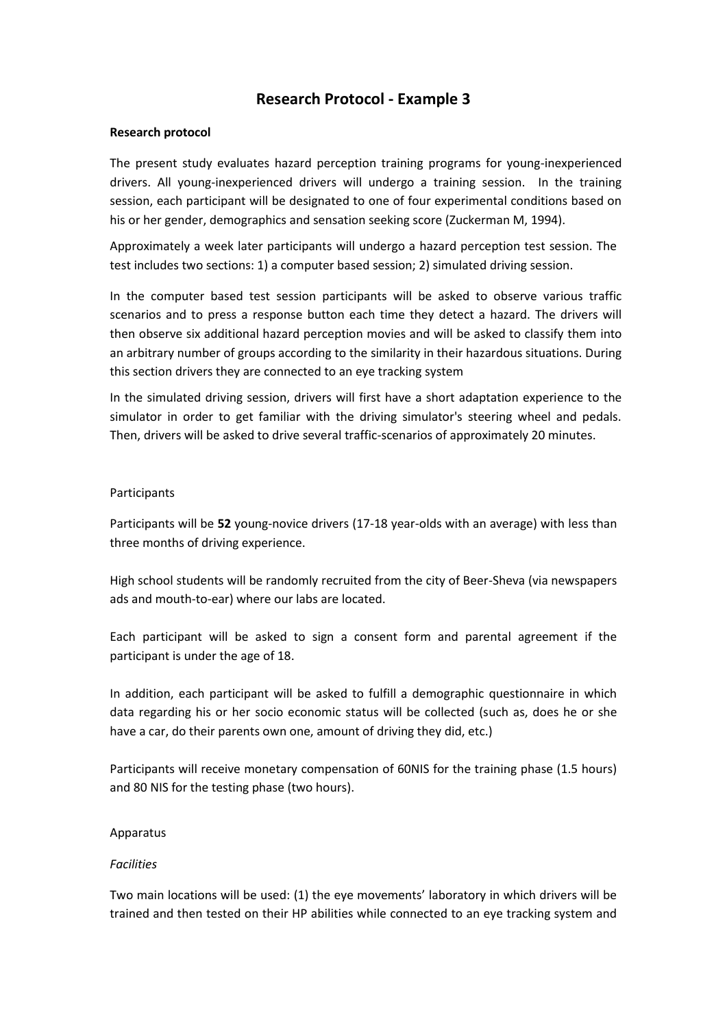# Research Protocol - Example 3

**Research protocol**

The present study evaluates hazard perception training programs for young-inexperienced drivers. All young-inexperienced drivers will undergo a training session. In the training session, each participant will be designated to one of four experimental conditions based on his or her gender, demographics and sensation seeking score (Zuckerman M, 1994).

Approximately a week later participants will undergo a hazard perception test session. The test includes two sections: 1) a computer based session; 2) simulated driving session.

In the computer based test session participants will be asked to observe various traffic scenarios and to press a response button each time they detect a hazard. The drivers will then observe six additional hazard perception movies and will be asked to classify them into an arbitrary number of groups according to the similarity in their hazardous situations. During this section drivers they are connected to an eye tracking system

In the simulated driving session, drivers will first have a short adaptation experience to the simulator in order to get familiar with the driving simulator's steering wheel and pedals. Then, drivers will be asked to drive several traffic-scenarios of approximately 20 minutes.

Participants

Participants will be **52** young-novice drivers (17-18 year-olds with an average) with less than three months of driving experience.

High school students will be randomly recruited from the city of Beer-Sheva (via newspapers ads and mouth-to-ear) where our labs are located.

Each participant will be asked to sign a consent form and parental agreement if the participant is under the age of 18.

In addition, each participant will be asked to fulfill a demographic questionnaire in which data regarding his or her socio economic status will be collected (such as, does he or she have a car, do their parents own one, amount of driving they did, etc.)

Participants will receive monetary compensation of 60NIS for the training phase (1.5 hours) and 80 NIS for the testing phase (two hours).

Apparatus

*Facilities*

Two main locations will be used: (1) the eye movements' laboratory in which drivers will be trained and then tested on their HP abilities while connected to an eye tracking system and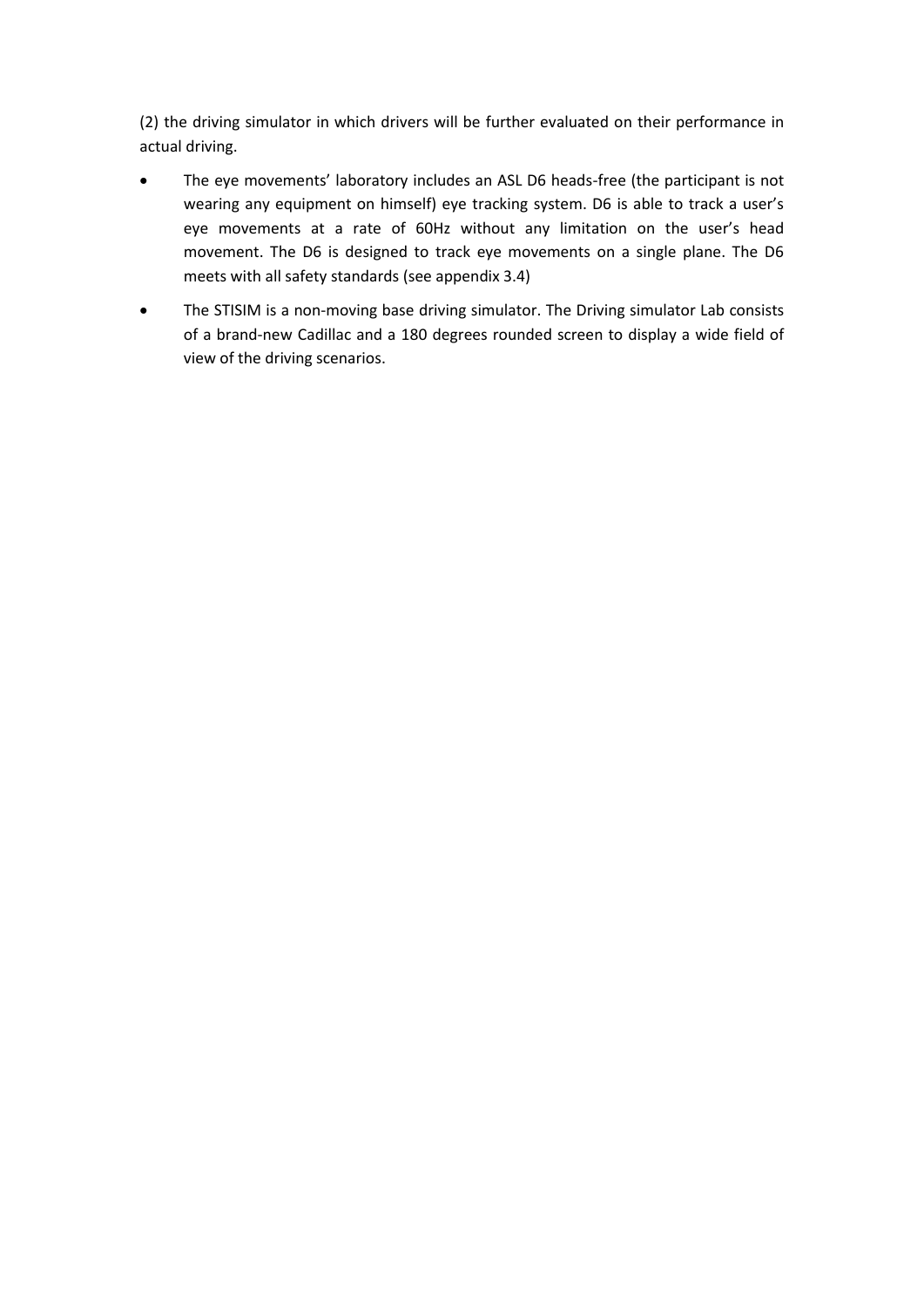(2) the driving simulator in which drivers will be further evaluated on their performance in actual driving.

- The eye movements' laboratory includes an ASL D6 heads-free (the participant is not wearing any equipment on himself) eye tracking system. D6 is able to track a user's eye movements at a rate of 60Hz without any limitation on the user's head movement. The D6 is designed to track eye movements on a single plane. The D6 meets with all safety standards (see appendix 3.4)
- The STISIM is a non-moving base driving simulator. The Driving simulator Lab consists of a brand-new Cadillac and a 180 degrees rounded screen to display a wide field of view of the driving scenarios.